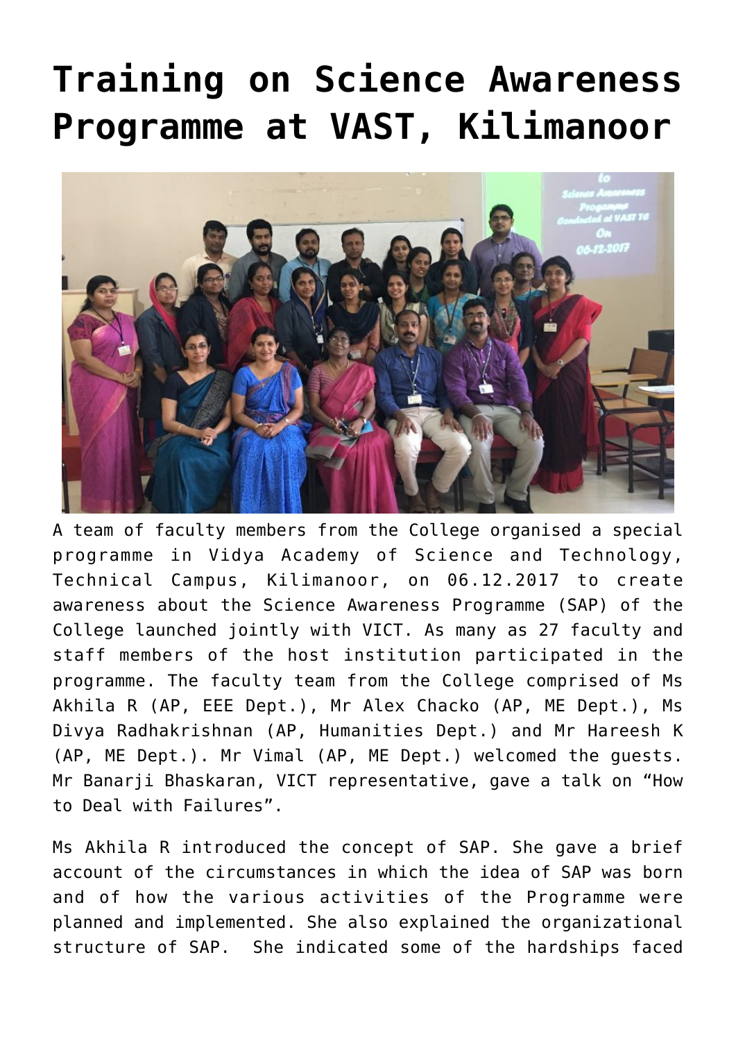# Training on Science Awareness Programme at VAST, Kilimanoor

A team of faculty members from the College organised a special programme in Vidya Academy of Science and Technology, Technical Campus, Kilimanoor, on 06.12.2017 to create awareness about the Science Awareness Programme (SAP) of the College launched jointly with VICT. As many as 27 faculty and staff members of the host institution participated in the programme. The faculty team from the College comprised of Ms Akhila R (AP, EEE Dept.), Mr Alex Chacko (AP, ME Dept.), Ms Divya Radhakrishnan (AP, Humanities Dept.) and Mr Hareesh K (AP, ME Dept.). Mr Vimal (AP, ME Dept.) welcomed the guests. Mr Banarji Bhaskaran, VICT representative, gave a talk on “How to Deal with Failures”.

Ms Akhila R introduced the concept of SAP. She gave a brief account of the circumstances in which the idea of SAP was born and of how the various activities of the Programme were planned and implemented. She also explained the organizational structure of SAP. She indicated some of the hardships faced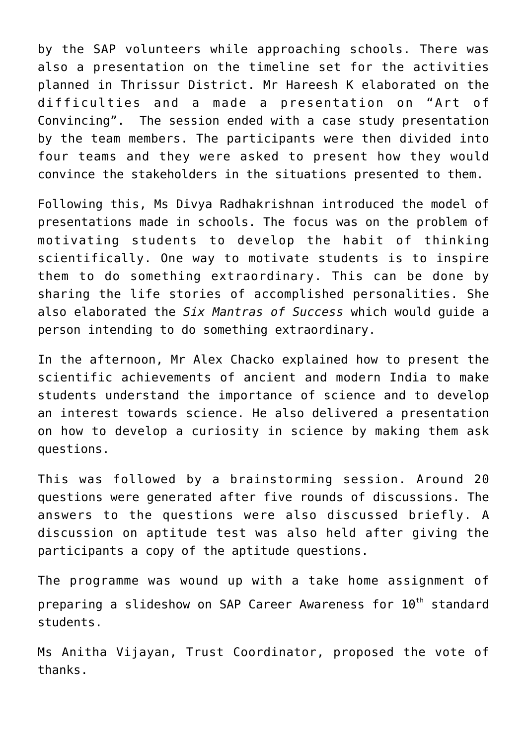by the SAP volunteers while approaching schools. There was also a presentation on the timeline set for the activities planned in Thrissur District. Mr Hareesh K elaborated on the difficulties and a made a presentation on "Art of Convincing". The session ended with a case study presentation by the team members. The participants were then divided into four teams and they were asked to present how they would convince the stakeholders in the situations presented to them.

Following this, Ms Divya Radhakrishnan introduced the model of presentations made in schools. The focus was on the problem of motivating students to develop the habit of thinking scientifically. One way to motivate students is to inspire them to do something extraordinary. This can be done by sharing the life stories of accomplished personalities. She also elaborated the *Six Mantras of Success* which would guide a person intending to do something extraordinary.

In the afternoon, Mr Alex Chacko explained how to present the scientific achievements of ancient and modern India to make students understand the importance of science and to develop an interest towards science. He also delivered a presentation on how to develop a curiosity in science by making them ask questions.

This was followed by a brainstorming session. Around 20 questions were generated after five rounds of discussions. The answers to the questions were also discussed briefly. A discussion on aptitude test was also held after giving the participants a copy of the aptitude questions.

The programme was wound up with a take home assignment of preparing a slideshow on SAP Career Awareness for 10th standard students.

Ms Anitha Vijayan, Trust Coordinator, proposed the vote of thanks.